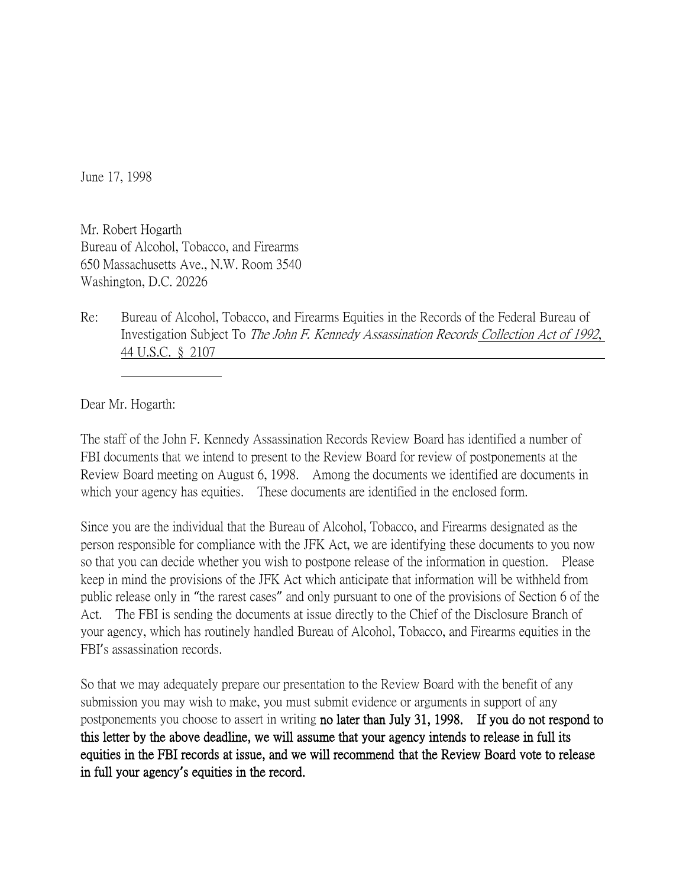June 17, 1998

Mr. Robert Hogarth
Bureau of Alcohol, Tobacco, and Firearms
650 Massachusetts Ave., N.W. Room 3540
Washington, D.C. 20226

Re: Bureau of Alcohol, Tobacco, and Firearms Equities in the Records of the Federal Bureau of Investigation Subject To *The John F. Kennedy Assassination Records* Collection Act of 1992, 44 U.S.C. § 2107

Dear Mr. Hogarth:

The staff of the John F. Kennedy Assassination Records Review Board has identified a number of FBI documents that we intend to present to the Review Board for review of postponements at the Review Board meeting on August 6, 1998. Among the documents we identified are documents in which your agency has equities. These documents are identified in the enclosed form.

Since you are the individual that the Bureau of Alcohol, Tobacco, and Firearms designated as the person responsible for compliance with the JFK Act, we are identifying these documents to you now so that you can decide whether you wish to postpone release of the information in question. Please keep in mind the provisions of the JFK Act which anticipate that information will be withheld from public release only in "the rarest cases" and only pursuant to one of the provisions of Section 6 of the Act. The FBI is sending the documents at issue directly to the Chief of the Disclosure Branch of your agency, which has routinely handled Bureau of Alcohol, Tobacco, and Firearms equities in the FBI's assassination records.

So that we may adequately prepare our presentation to the Review Board with the benefit of any submission you may wish to make, you must submit evidence or arguments in support of any postponements you choose to assert in writing **no later than July 31, 1998. If you do not respond to this letter by the above deadline, we will assume that your agency intends to release in full its equities in the FBI records at issue, and we will recommend that the Review Board vote to release in full your agency's equities in the record.**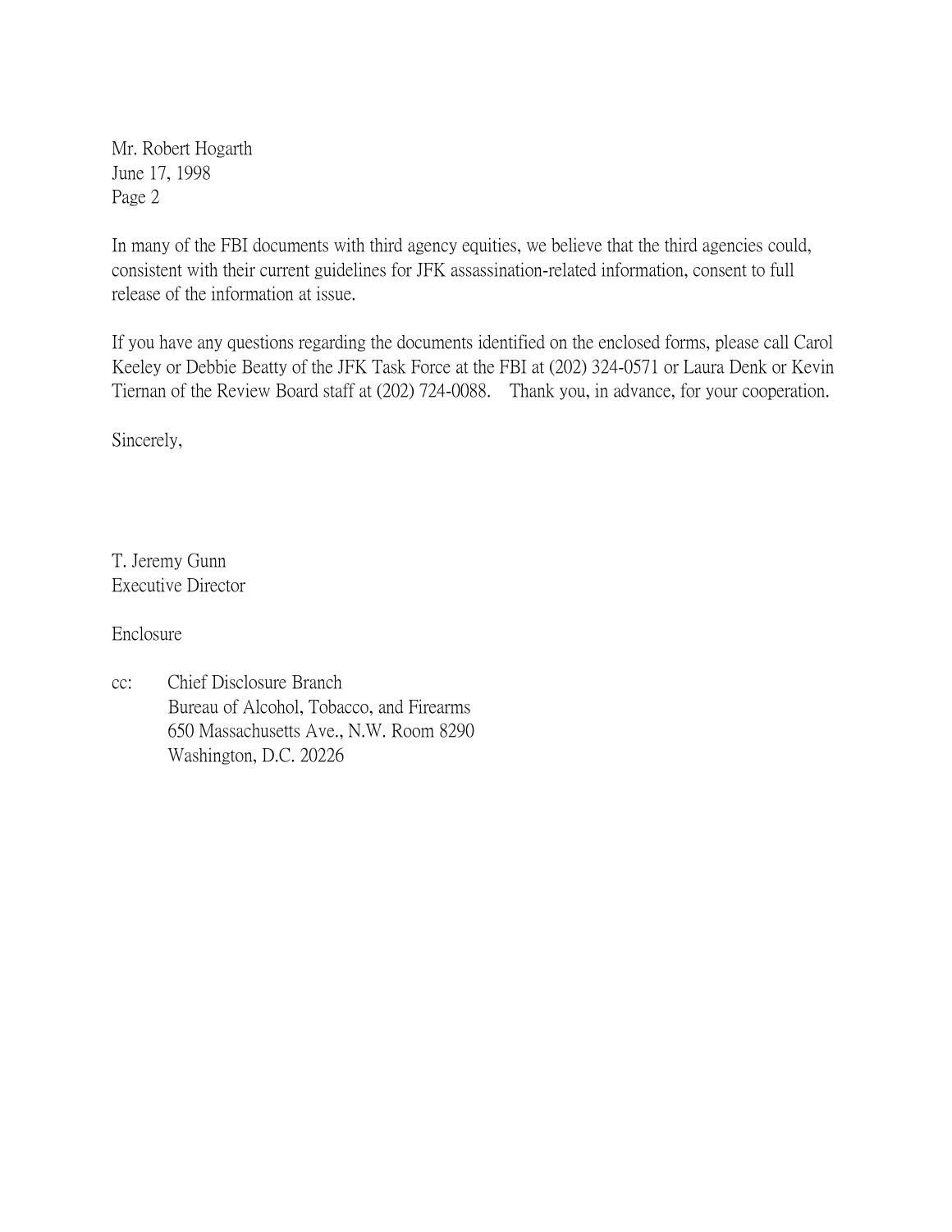Mr. Robert Hogarth
June 17, 1998
Page 2

In many of the FBI documents with third agency equities, we believe that the third agencies could, consistent with their current guidelines for JFK assassination-related information, consent to full release of the information at issue.

If you have any questions regarding the documents identified on the enclosed forms, please call Carol Keeley or Debbie Beatty of the JFK Task Force at the FBI at (202) 324-0571 or Laura Denk or Kevin Tiernan of the Review Board staff at (202) 724-0088. Thank you, in advance, for your cooperation.

Sincerely,

T. Jeremy Gunn
Executive Director

Enclosure

cc: Chief Disclosure Branch
Bureau of Alcohol, Tobacco, and Firearms
650 Massachusetts Ave., N.W. Room 8290
Washington, D.C. 20226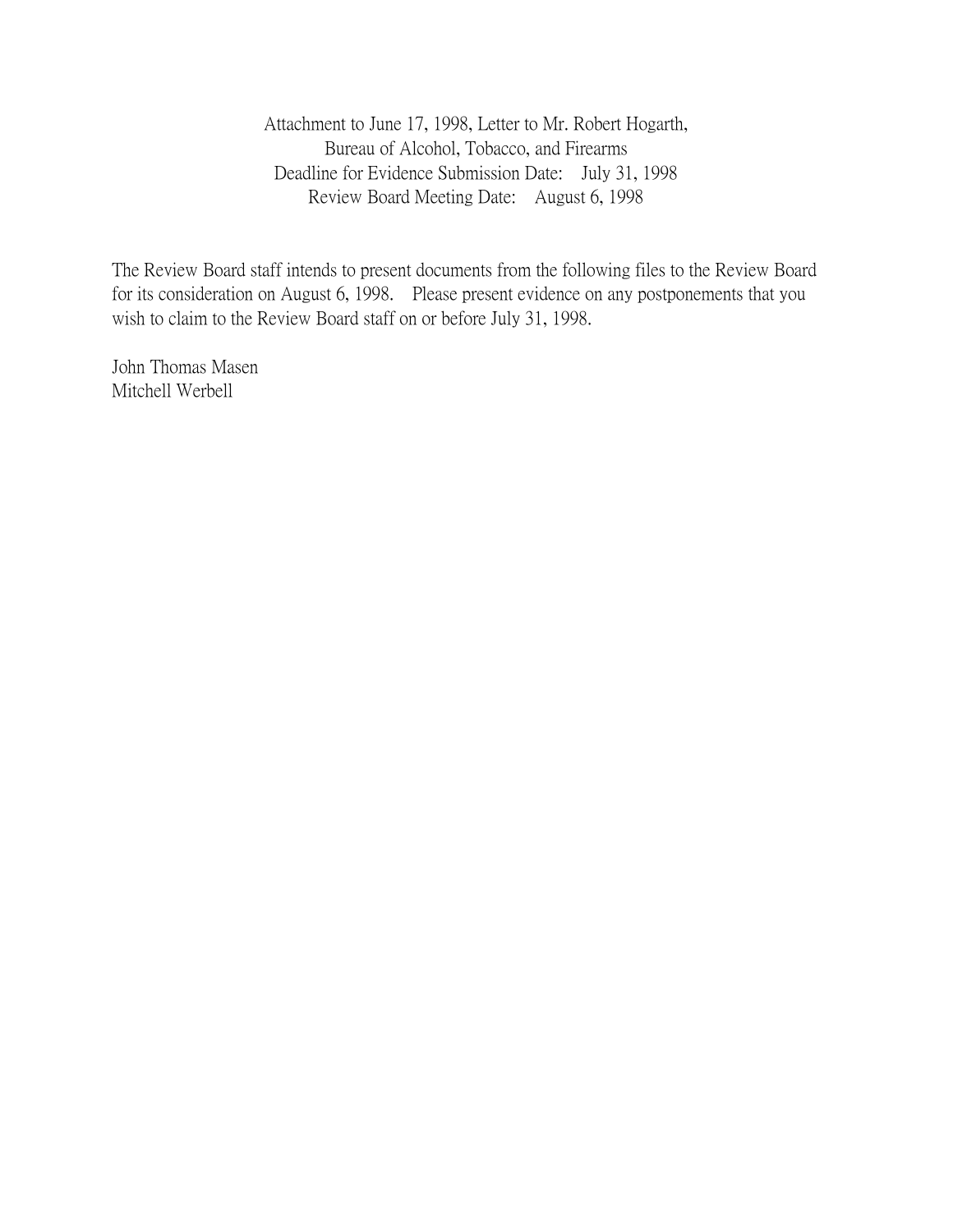Attachment to June 17, 1998, Letter to Mr. Robert Hogarth,
Bureau of Alcohol, Tobacco, and Firearms
Deadline for Evidence Submission Date: July 31, 1998
Review Board Meeting Date: August 6, 1998

The Review Board staff intends to present documents from the following files to the Review Board for its consideration on August 6, 1998. Please present evidence on any postponements that you wish to claim to the Review Board staff on or before July 31, 1998.

John Thomas Masen
Mitchell Werbell